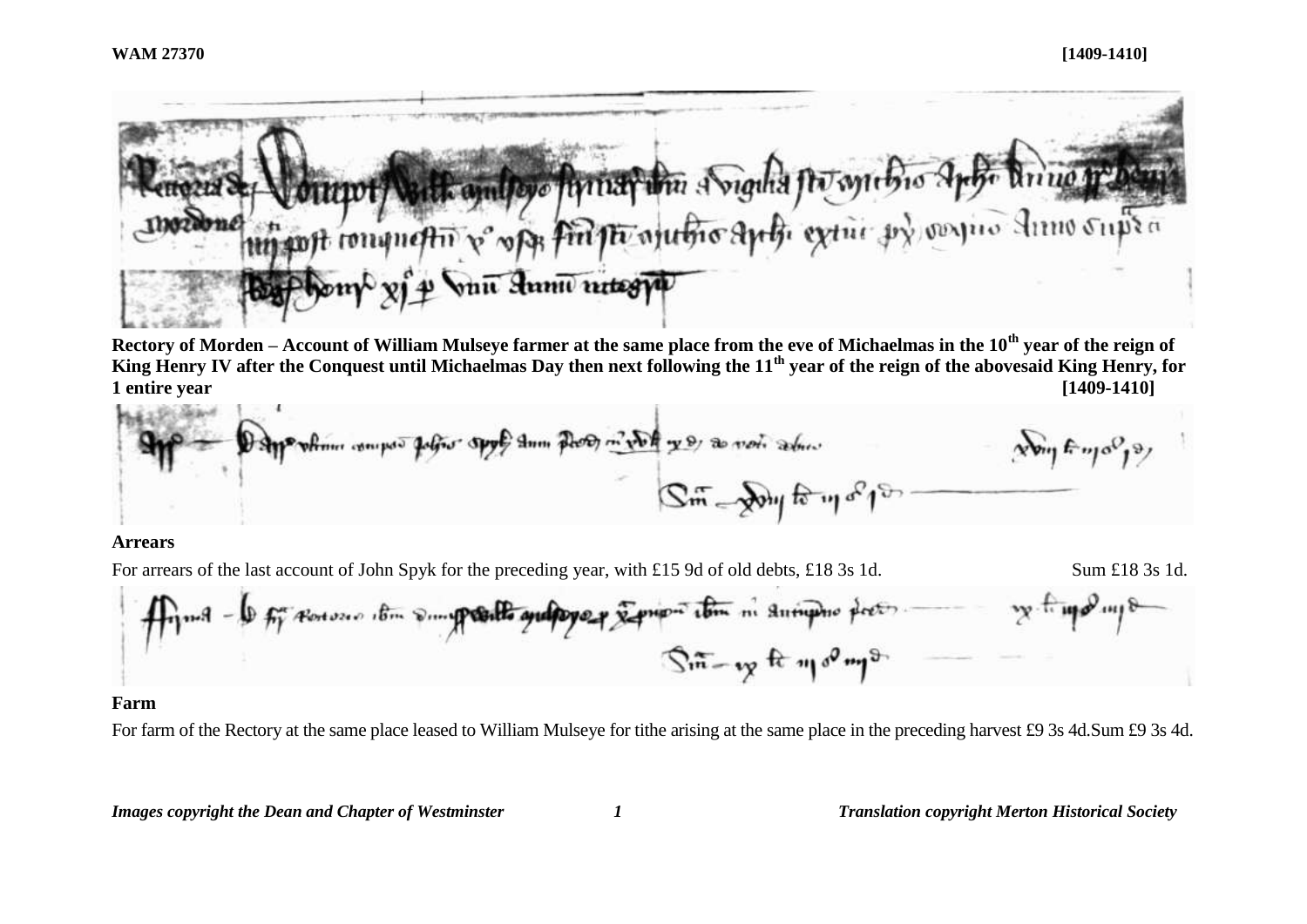**WAM 27370** **[1409-1410]**

**Rectory of Morden – Account of William Mulseye farmer at the same place from the eve of Michaelmas in the 10th year of the reign of King Henry IV after the Conquest until Michaelmas Day then next following the 11th year of the reign of the abovesaid King Henry, for 1 entire year** **[1409-1410]**

**Arrears**

For arrears of the last account of John Spyk for the preceding year, with £15 9d of old debts, £18 3s 1d. Sum £18 3s 1d.

**Farm**

For farm of the Rectory at the same place leased to William Mulseye for tithe arising at the same place in the preceding harvest £9 3s 4d.Sum £9 3s 4d.

*Images copyright the Dean and Chapter of Westminster* *Translation copyright Merton Historical Society*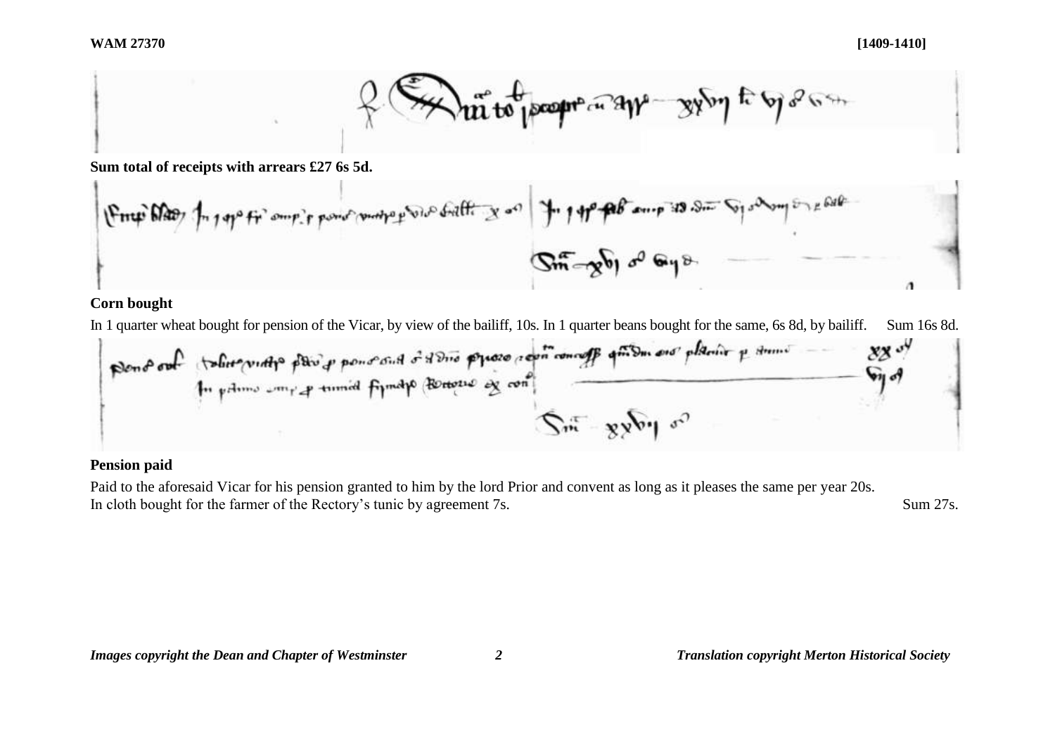**Sum total of receipts with arrears £27 6s 5d.**

**Corn bought**

In 1 quarter wheat bought for pension of the Vicar, by view of the bailiff, 10s. In 1 quarter beans bought for the same, 6s 8d, by bailiff. Sum 16s 8d.

**Pension paid**

Paid to the aforesaid Vicar for his pension granted to him by the lord Prior and convent as long as it pleases the same per year 20s.
In cloth bought for the farmer of the Rectory's tunic by agreement 7s. Sum 27s.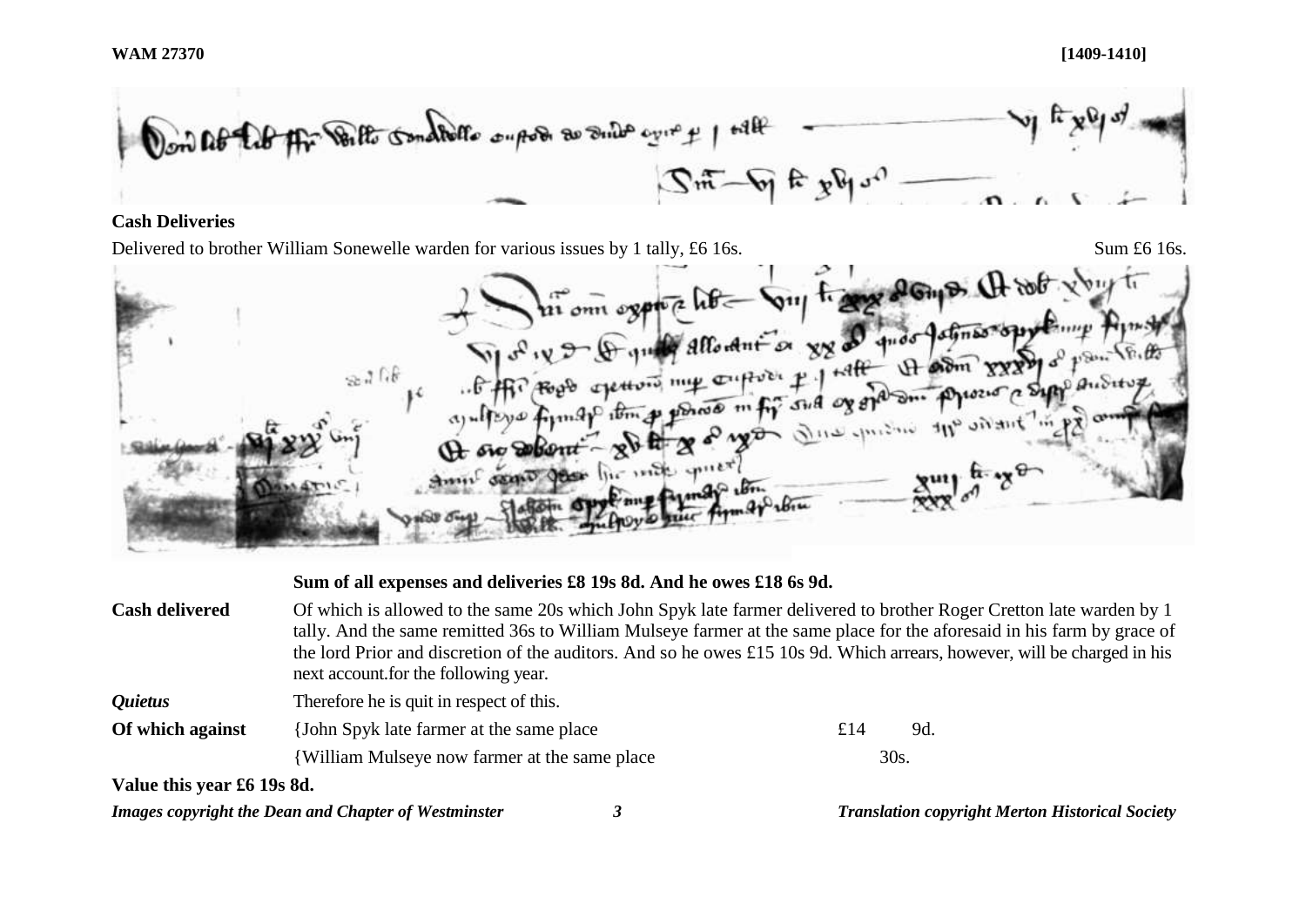**WAM 27370** **[1409-1410]**

**Cash Deliveries**

Delivered to brother William Sonewelle warden for various issues by 1 tally, £6 16s. Sum £6 16s.

**Sum of all expenses and deliveries £8 19s 8d. And he owes £18 6s 9d.**

**Cash delivered** Of which is allowed to the same 20s which John Spyk late farmer delivered to brother Roger Cretton late warden by 1 tally. And the same remitted 36s to William Mulseye farmer at the same place for the aforesaid in his farm by grace of the lord Prior and discretion of the auditors. And so he owes £15 10s 9d. Which arrears, however, will be charged in his next account.for the following year.

***Quietus*** Therefore he is quit in respect of this.

| | | | |
|---|---|---|---|
| **Of which against** | {John Spyk late farmer at the same place | £14 | 9d. |
| | {William Mulseye now farmer at the same place | 30s. | |

**Value this year £6 19s 8d.**

***Images copyright the Dean and Chapter of Westminster*** ***Translation copyright Merton Historical Society***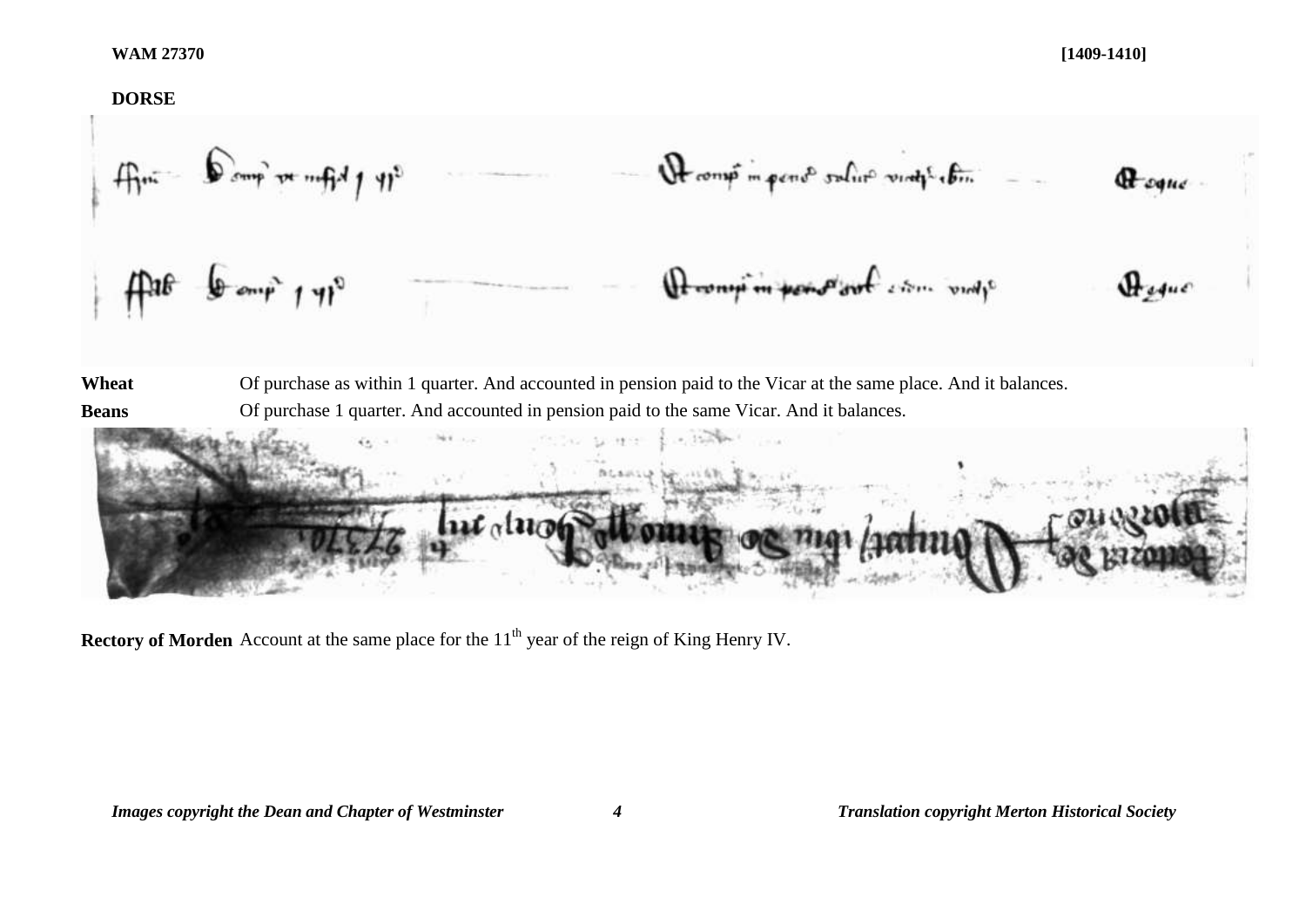**WAM 27370** **[1409-1410]**

**DORSE**

**Wheat** Of purchase as within 1 quarter. And accounted in pension paid to the Vicar at the same place. And it balances.

**Beans** Of purchase 1 quarter. And accounted in pension paid to the same Vicar. And it balances.

**Rectory of Morden** Account at the same place for the 11th year of the reign of King Henry IV.